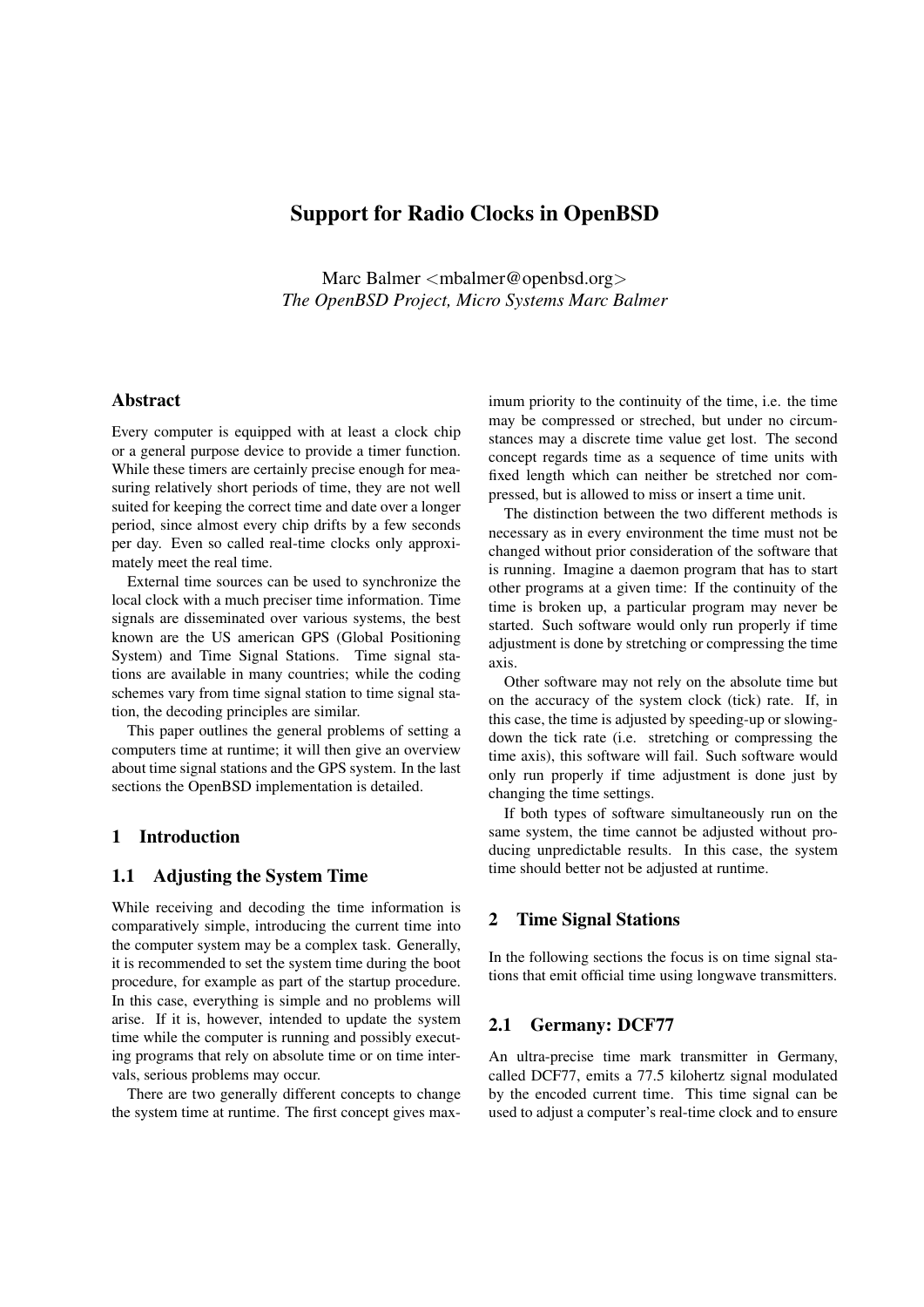# Support for Radio Clocks in OpenBSD

Marc Balmer <mbalmer@openbsd.org>
*The OpenBSD Project, Micro Systems Marc Balmer*

## Abstract

Every computer is equipped with at least a clock chip or a general purpose device to provide a timer function. While these timers are certainly precise enough for measuring relatively short periods of time, they are not well suited for keeping the correct time and date over a longer period, since almost every chip drifts by a few seconds per day. Even so called real-time clocks only approximately meet the real time.

External time sources can be used to synchronize the local clock with a much preciser time information. Time signals are disseminated over various systems, the best known are the US american GPS (Global Positioning System) and Time Signal Stations. Time signal stations are available in many countries; while the coding schemes vary from time signal station to time signal station, the decoding principles are similar.

This paper outlines the general problems of setting a computers time at runtime; it will then give an overview about time signal stations and the GPS system. In the last sections the OpenBSD implementation is detailed.

## 1 Introduction

### 1.1 Adjusting the System Time

While receiving and decoding the time information is comparatively simple, introducing the current time into the computer system may be a complex task. Generally, it is recommended to set the system time during the boot procedure, for example as part of the startup procedure. In this case, everything is simple and no problems will arise. If it is, however, intended to update the system time while the computer is running and possibly executing programs that rely on absolute time or on time intervals, serious problems may occur.

There are two generally different concepts to change the system time at runtime. The first concept gives maximum priority to the continuity of the time, i.e. the time may be compressed or streched, but under no circumstances may a discrete time value get lost. The second concept regards time as a sequence of time units with fixed length which can neither be stretched nor compressed, but is allowed to miss or insert a time unit.

The distinction between the two different methods is necessary as in every environment the time must not be changed without prior consideration of the software that is running. Imagine a daemon program that has to start other programs at a given time: If the continuity of the time is broken up, a particular program may never be started. Such software would only run properly if time adjustment is done by stretching or compressing the time axis.

Other software may not rely on the absolute time but on the accuracy of the system clock (tick) rate. If, in this case, the time is adjusted by speeding-up or slowing-down the tick rate (i.e. stretching or compressing the time axis), this software will fail. Such software would only run properly if time adjustment is done just by changing the time settings.

If both types of software simultaneously run on the same system, the time cannot be adjusted without producing unpredictable results. In this case, the system time should better not be adjusted at runtime.

## 2 Time Signal Stations

In the following sections the focus is on time signal stations that emit official time using longwave transmitters.

### 2.1 Germany: DCF77

An ultra-precise time mark transmitter in Germany, called DCF77, emits a 77.5 kilohertz signal modulated by the encoded current time. This time signal can be used to adjust a computer's real-time clock and to ensure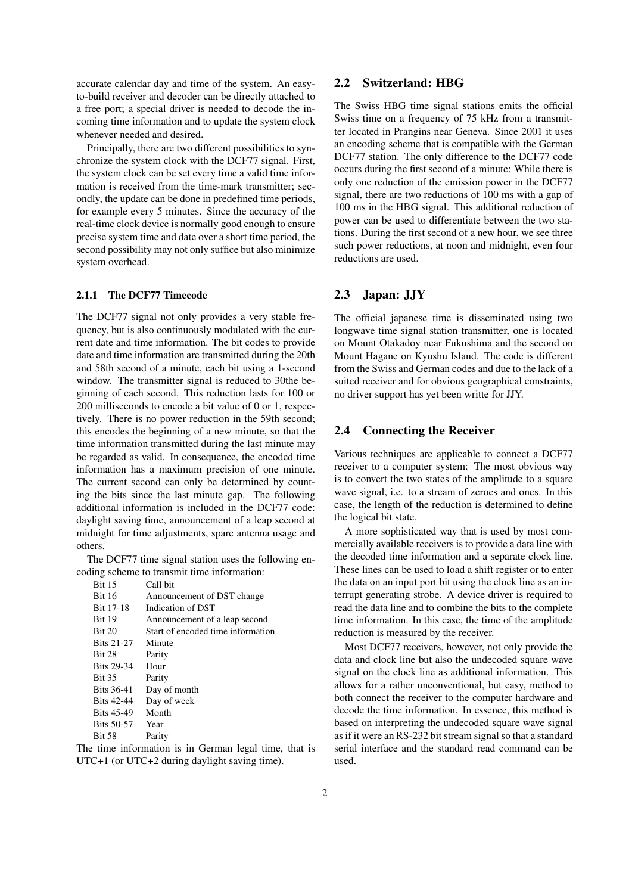accurate calendar day and time of the system. An easy-to-build receiver and decoder can be directly attached to a free port; a special driver is needed to decode the incoming time information and to update the system clock whenever needed and desired.

Principally, there are two different possibilities to synchronize the system clock with the DCF77 signal. First, the system clock can be set every time a valid time information is received from the time-mark transmitter; secondly, the update can be done in predefined time periods, for example every 5 minutes. Since the accuracy of the real-time clock device is normally good enough to ensure precise system time and date over a short time period, the second possibility may not only suffice but also minimize system overhead.

#### 2.1.1 The DCF77 Timecode

The DCF77 signal not only provides a very stable frequency, but is also continuously modulated with the current date and time information. The bit codes to provide date and time information are transmitted during the 20th and 58th second of a minute, each bit using a 1-second window. The transmitter signal is reduced to 30the beginning of each second. This reduction lasts for 100 or 200 milliseconds to encode a bit value of 0 or 1, respectively. There is no power reduction in the 59th second; this encodes the beginning of a new minute, so that the time information transmitted during the last minute may be regarded as valid. In consequence, the encoded time information has a maximum precision of one minute. The current second can only be determined by counting the bits since the last minute gap. The following additional information is included in the DCF77 code: daylight saving time, announcement of a leap second at midnight for time adjustments, spare antenna usage and others.

The DCF77 time signal station uses the following encoding scheme to transmit time information:

| | |
|---|---|
| Bit 15 | Call bit |
| Bit 16 | Announcement of DST change |
| Bit 17-18 | Indication of DST |
| Bit 19 | Announcement of a leap second |
| Bit 20 | Start of encoded time information |
| Bits 21-27 | Minute |
| Bit 28 | Parity |
| Bits 29-34 | Hour |
| Bit 35 | Parity |
| Bits 36-41 | Day of month |
| Bits 42-44 | Day of week |
| Bits 45-49 | Month |
| Bits 50-57 | Year |
| Bit 58 | Parity |

The time information is in German legal time, that is UTC+1 (or UTC+2 during daylight saving time).

## 2.2 Switzerland: HBG

The Swiss HBG time signal stations emits the official Swiss time on a frequency of 75 kHz from a transmitter located in Prangins near Geneva. Since 2001 it uses an encoding scheme that is compatible with the German DCF77 station. The only difference to the DCF77 code occurs during the first second of a minute: While there is only one reduction of the emission power in the DCF77 signal, there are two reductions of 100 ms with a gap of 100 ms in the HBG signal. This additional reduction of power can be used to differentiate between the two stations. During the first second of a new hour, we see three such power reductions, at noon and midnight, even four reductions are used.

## 2.3 Japan: JJY

The official japanese time is disseminated using two longwave time signal station transmitter, one is located on Mount Otakadoy near Fukushima and the second on Mount Hagane on Kyushu Island. The code is different from the Swiss and German codes and due to the lack of a suited receiver and for obvious geographical constraints, no driver support has yet been writte for JJY.

## 2.4 Connecting the Receiver

Various techniques are applicable to connect a DCF77 receiver to a computer system: The most obvious way is to convert the two states of the amplitude to a square wave signal, i.e. to a stream of zeroes and ones. In this case, the length of the reduction is determined to define the logical bit state.

A more sophisticated way that is used by most commercially available receivers is to provide a data line with the decoded time information and a separate clock line. These lines can be used to load a shift register or to enter the data on an input port bit using the clock line as an interrupt generating strobe. A device driver is required to read the data line and to combine the bits to the complete time information. In this case, the time of the amplitude reduction is measured by the receiver.

Most DCF77 receivers, however, not only provide the data and clock line but also the undecoded square wave signal on the clock line as additional information. This allows for a rather unconventional, but easy, method to both connect the receiver to the computer hardware and decode the time information. In essence, this method is based on interpreting the undecoded square wave signal as if it were an RS-232 bit stream signal so that a standard serial interface and the standard read command can be used.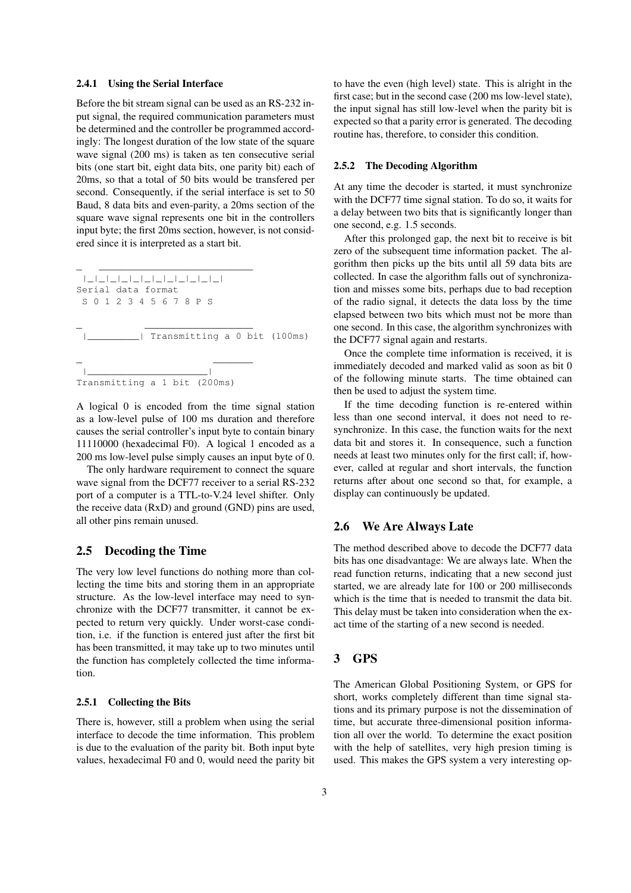### 2.4.1 Using the Serial Interface

Before the bit stream signal can be used as an RS-232 input signal, the required communication parameters must be determined and the controller be programmed accordingly: The longest duration of the low state of the square wave signal (200 ms) is taken as ten consecutive serial bits (one start bit, eight data bits, one parity bit) each of 20ms, so that a total of 50 bits would be transfered per second. Consequently, if the serial interface is set to 50 Baud, 8 data bits and even-parity, a 20ms section of the square wave signal represents one bit in the controllers input byte; the first 20ms section, however, is not considered since it is interpreted as a start bit.

```
_    ____________________________
 |_|_|_|_|_|_|_|_|_|_|_|
Serial data format
 S 0 1 2 3 4 5 6 7 8 P S

_          ____________________
 |_________| Transmitting a 0 bit (100ms)

_                      ________
 |_____________________|
Transmitting a 1 bit (200ms)
```

A logical 0 is encoded from the time signal station as a low-level pulse of 100 ms duration and therefore causes the serial controller's input byte to contain binary 11110000 (hexadecimal F0). A logical 1 encoded as a 200 ms low-level pulse simply causes an input byte of 0.

The only hardware requirement to connect the square wave signal from the DCF77 receiver to a serial RS-232 port of a computer is a TTL-to-V.24 level shifter. Only the receive data (RxD) and ground (GND) pins are used, all other pins remain unused.

## 2.5 Decoding the Time

The very low level functions do nothing more than collecting the time bits and storing them in an appropriate structure. As the low-level interface may need to synchronize with the DCF77 transmitter, it cannot be expected to return very quickly. Under worst-case condition, i.e. if the function is entered just after the first bit has been transmitted, it may take up to two minutes until the function has completely collected the time information.

### 2.5.1 Collecting the Bits

There is, however, still a problem when using the serial interface to decode the time information. This problem is due to the evaluation of the parity bit. Both input byte values, hexadecimal F0 and 0, would need the parity bit to have the even (high level) state. This is alright in the first case; but in the second case (200 ms low-level state), the input signal has still low-level when the parity bit is expected so that a parity error is generated. The decoding routine has, therefore, to consider this condition.

### 2.5.2 The Decoding Algorithm

At any time the decoder is started, it must synchronize with the DCF77 time signal station. To do so, it waits for a delay between two bits that is significantly longer than one second, e.g. 1.5 seconds.

After this prolonged gap, the next bit to receive is bit zero of the subsequent time information packet. The algorithm then picks up the bits until all 59 data bits are collected. In case the algorithm falls out of synchronization and misses some bits, perhaps due to bad reception of the radio signal, it detects the data loss by the time elapsed between two bits which must not be more than one second. In this case, the algorithm synchronizes with the DCF77 signal again and restarts.

Once the complete time information is received, it is immediately decoded and marked valid as soon as bit 0 of the following minute starts. The time obtained can then be used to adjust the system time.

If the time decoding function is re-entered within less than one second interval, it does not need to resynchronize. In this case, the function waits for the next data bit and stores it. In consequence, such a function needs at least two minutes only for the first call; if, however, called at regular and short intervals, the function returns after about one second so that, for example, a display can continuously be updated.

## 2.6 We Are Always Late

The method described above to decode the DCF77 data bits has one disadvantage: We are always late. When the read function returns, indicating that a new second just started, we are already late for 100 or 200 milliseconds which is the time that is needed to transmit the data bit. This delay must be taken into consideration when the exact time of the starting of a new second is needed.

# 3 GPS

The American Global Positioning System, or GPS for short, works completely different than time signal stations and its primary purpose is not the dissemination of time, but accurate three-dimensional position information all over the world. To determine the exact position with the help of satellites, very high presion timing is used. This makes the GPS system a very interesting op-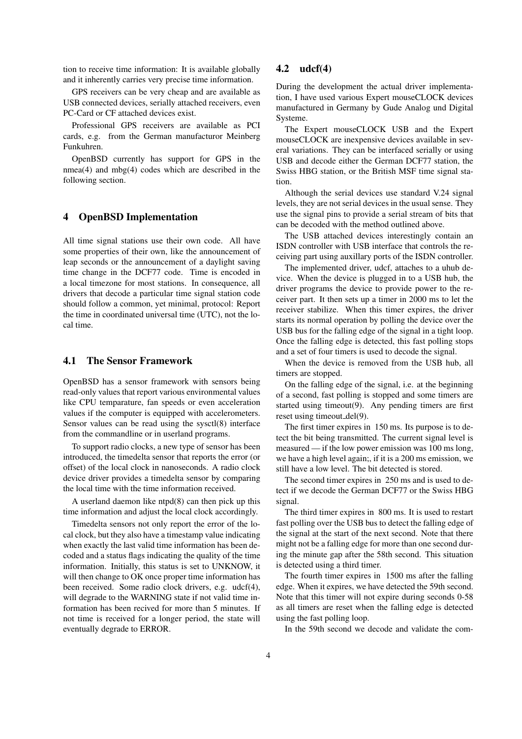tion to receive time information: It is available globally and it inherently carries very precise time information.

GPS receivers can be very cheap and are available as USB connected devices, serially attached receivers, even PC-Card or CF attached devices exist.

Professional GPS receivers are available as PCI cards, e.g. from the German manufacturor Meinberg Funkuhren.

OpenBSD currently has support for GPS in the nmea(4) and mbg(4) codes which are described in the following section.

## 4 OpenBSD Implementation

All time signal stations use their own code. All have some properties of their own, like the announcement of leap seconds or the announcement of a daylight saving time change in the DCF77 code. Time is encoded in a local timezone for most stations. In consequence, all drivers that decode a particular time signal station code should follow a common, yet minimal, protocol: Report the time in coordinated universal time (UTC), not the local time.

### 4.1 The Sensor Framework

OpenBSD has a sensor framework with sensors being read-only values that report various environmental values like CPU temparature, fan speeds or even acceleration values if the computer is equipped with accelerometers. Sensor values can be read using the sysctl(8) interface from the commandline or in userland programs.

To support radio clocks, a new type of sensor has been introduced, the timedelta sensor that reports the error (or offset) of the local clock in nanoseconds. A radio clock device driver provides a timedelta sensor by comparing the local time with the time information received.

A userland daemon like ntpd(8) can then pick up this time information and adjust the local clock accordingly.

Timedelta sensors not only report the error of the local clock, but they also have a timestamp value indicating when exactly the last valid time information has been decoded and a status flags indicating the quality of the time information. Initially, this status is set to UNKNOW, it will then change to OK once proper time information has been received. Some radio clock drivers, e.g. udcf(4), will degrade to the WARNING state if not valid time information has been recived for more than 5 minutes. If not time is received for a longer period, the state will eventually degrade to ERROR.

### 4.2 udcf(4)

During the development the actual driver implementation, I have used various Expert mouseCLOCK devices manufactured in Germany by Gude Analog und Digital Systeme.

The Expert mouseCLOCK USB and the Expert mouseCLOCK are inexpensive devices available in several variations. They can be interfaced serially or using USB and decode either the German DCF77 station, the Swiss HBG station, or the British MSF time signal station.

Although the serial devices use standard V.24 signal levels, they are not serial devices in the usual sense. They use the signal pins to provide a serial stream of bits that can be decoded with the method outlined above.

The USB attached devices interestingly contain an ISDN controller with USB interface that controls the receiving part using auxillary ports of the ISDN controller.

The implemented driver, udcf, attaches to a uhub device. When the device is plugged in to a USB hub, the driver programs the device to provide power to the receiver part. It then sets up a timer in 2000 ms to let the receiver stabilize. When this timer expires, the driver starts its normal operation by polling the device over the USB bus for the falling edge of the signal in a tight loop. Once the falling edge is detected, this fast polling stops and a set of four timers is used to decode the signal.

When the device is removed from the USB hub, all timers are stopped.

On the falling edge of the signal, i.e. at the beginning of a second, fast polling is stopped and some timers are started using timeout(9). Any pending timers are first reset using timeout_del(9).

The first timer expires in 150 ms. Its purpose is to detect the bit being transmitted. The current signal level is measured — if the low power emission was 100 ms long, we have a high level again;, if it is a 200 ms emission, we still have a low level. The bit detected is stored.

The second timer expires in 250 ms and is used to detect if we decode the German DCF77 or the Swiss HBG signal.

The third timer expires in 800 ms. It is used to restart fast polling over the USB bus to detect the falling edge of the signal at the start of the next second. Note that there might not be a falling edge for more than one second during the minute gap after the 58th second. This situation is detected using a third timer.

The fourth timer expires in 1500 ms after the falling edge. When it expires, we have detected the 59th second. Note that this timer will not expire during seconds 0-58 as all timers are reset when the falling edge is detected using the fast polling loop.

In the 59th second we decode and validate the com-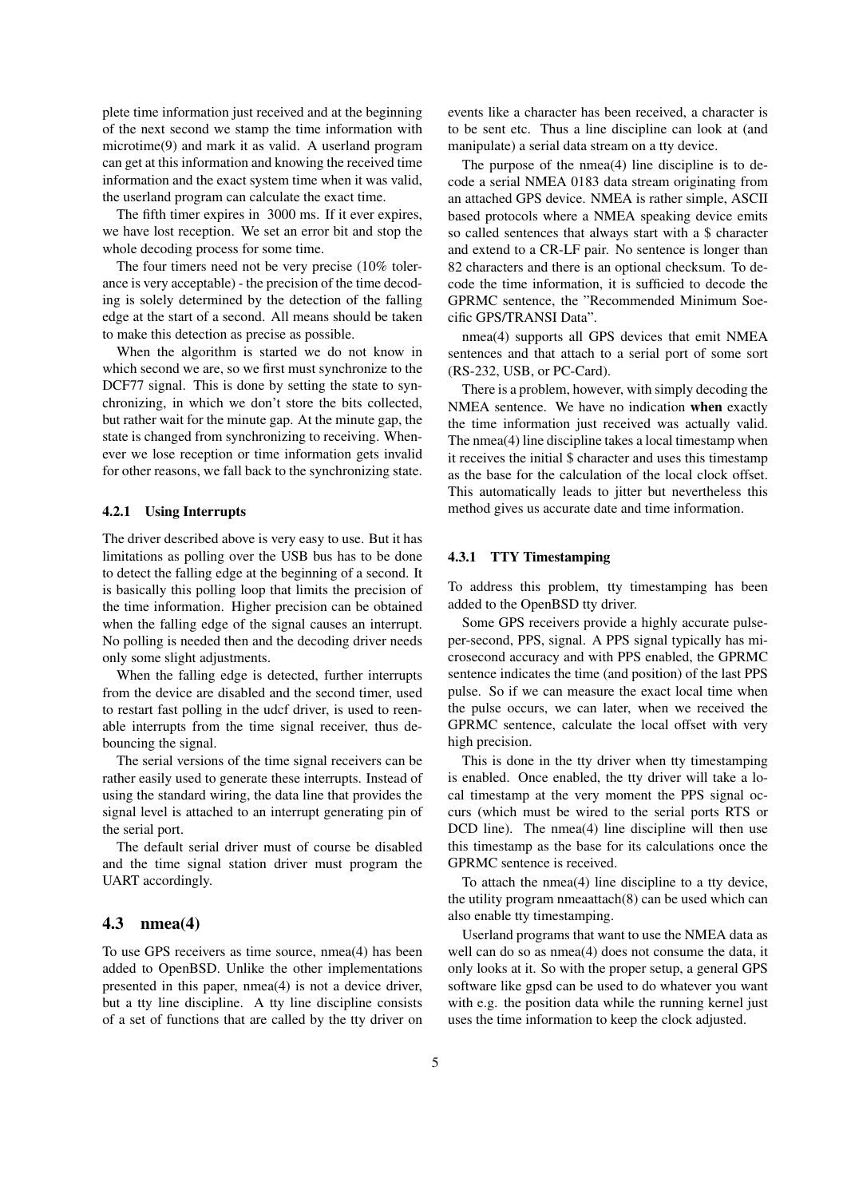plete time information just received and at the beginning of the next second we stamp the time information with microtime(9) and mark it as valid. A userland program can get at this information and knowing the received time information and the exact system time when it was valid, the userland program can calculate the exact time.

The fifth timer expires in 3000 ms. If it ever expires, we have lost reception. We set an error bit and stop the whole decoding process for some time.

The four timers need not be very precise (10% tolerance is very acceptable) - the precision of the time decoding is solely determined by the detection of the falling edge at the start of a second. All means should be taken to make this detection as precise as possible.

When the algorithm is started we do not know in which second we are, so we first must synchronize to the DCF77 signal. This is done by setting the state to synchronizing, in which we don't store the bits collected, but rather wait for the minute gap. At the minute gap, the state is changed from synchronizing to receiving. Whenever we lose reception or time information gets invalid for other reasons, we fall back to the synchronizing state.

#### 4.2.1 Using Interrupts

The driver described above is very easy to use. But it has limitations as polling over the USB bus has to be done to detect the falling edge at the beginning of a second. It is basically this polling loop that limits the precision of the time information. Higher precision can be obtained when the falling edge of the signal causes an interrupt. No polling is needed then and the decoding driver needs only some slight adjustments.

When the falling edge is detected, further interrupts from the device are disabled and the second timer, used to restart fast polling in the udcf driver, is used to reenable interrupts from the time signal receiver, thus debouncing the signal.

The serial versions of the time signal receivers can be rather easily used to generate these interrupts. Instead of using the standard wiring, the data line that provides the signal level is attached to an interrupt generating pin of the serial port.

The default serial driver must of course be disabled and the time signal station driver must program the UART accordingly.

### 4.3 nmea(4)

To use GPS receivers as time source, nmea(4) has been added to OpenBSD. Unlike the other implementations presented in this paper, nmea(4) is not a device driver, but a tty line discipline. A tty line discipline consists of a set of functions that are called by the tty driver on events like a character has been received, a character is to be sent etc. Thus a line discipline can look at (and manipulate) a serial data stream on a tty device.

The purpose of the nmea(4) line discipline is to decode a serial NMEA 0183 data stream originating from an attached GPS device. NMEA is rather simple, ASCII based protocols where a NMEA speaking device emits so called sentences that always start with a $ character and extend to a CR-LF pair. No sentence is longer than 82 characters and there is an optional checksum. To decode the time information, it is sufficied to decode the GPRMC sentence, the "Recommended Minimum Soecific GPS/TRANSI Data".

nmea(4) supports all GPS devices that emit NMEA sentences and that attach to a serial port of some sort (RS-232, USB, or PC-Card).

There is a problem, however, with simply decoding the NMEA sentence. We have no indication **when** exactly the time information just received was actually valid. The nmea(4) line discipline takes a local timestamp when it receives the initial $ character and uses this timestamp as the base for the calculation of the local clock offset. This automatically leads to jitter but nevertheless this method gives us accurate date and time information.

#### 4.3.1 TTY Timestamping

To address this problem, tty timestamping has been added to the OpenBSD tty driver.

Some GPS receivers provide a highly accurate pulse-per-second, PPS, signal. A PPS signal typically has microsecond accuracy and with PPS enabled, the GPRMC sentence indicates the time (and position) of the last PPS pulse. So if we can measure the exact local time when the pulse occurs, we can later, when we received the GPRMC sentence, calculate the local offset with very high precision.

This is done in the tty driver when tty timestamping is enabled. Once enabled, the tty driver will take a local timestamp at the very moment the PPS signal occurs (which must be wired to the serial ports RTS or DCD line). The nmea(4) line discipline will then use this timestamp as the base for its calculations once the GPRMC sentence is received.

To attach the nmea(4) line discipline to a tty device, the utility program nmeaattach(8) can be used which can also enable tty timestamping.

Userland programs that want to use the NMEA data as well can do so as nmea(4) does not consume the data, it only looks at it. So with the proper setup, a general GPS software like gpsd can be used to do whatever you want with e.g. the position data while the running kernel just uses the time information to keep the clock adjusted.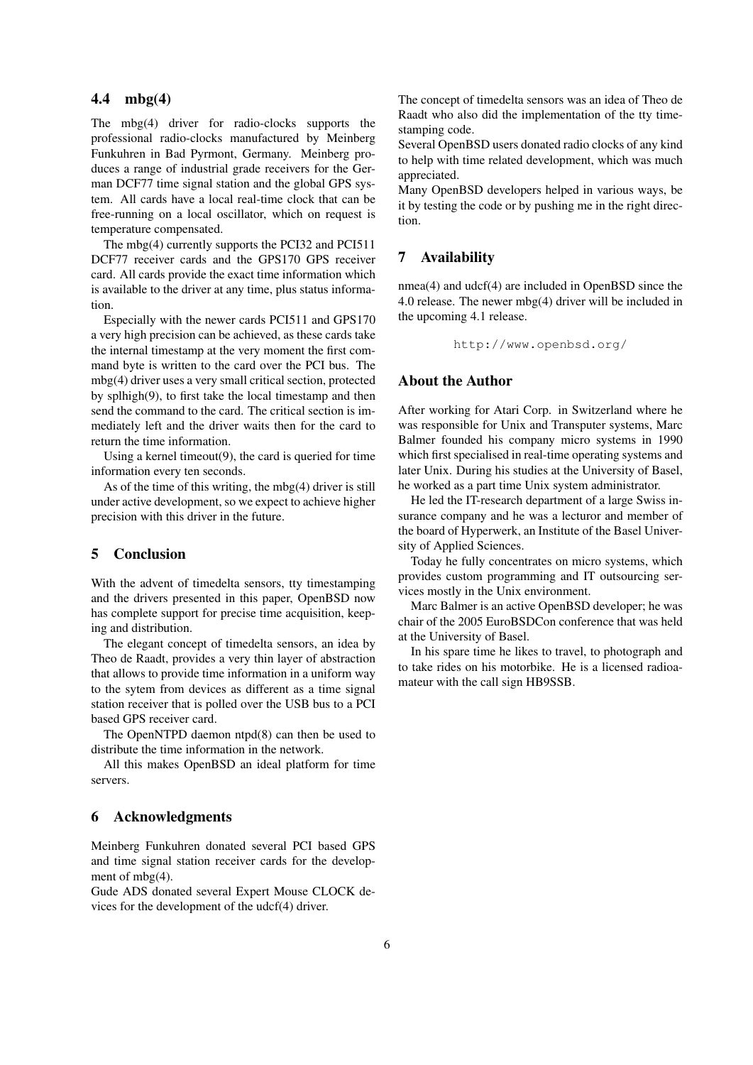### 4.4 mbg(4)

The mbg(4) driver for radio-clocks supports the professional radio-clocks manufactured by Meinberg Funkuhren in Bad Pyrmont, Germany. Meinberg produces a range of industrial grade receivers for the German DCF77 time signal station and the global GPS system. All cards have a local real-time clock that can be free-running on a local oscillator, which on request is temperature compensated.

The mbg(4) currently supports the PCI32 and PCI511 DCF77 receiver cards and the GPS170 GPS receiver card. All cards provide the exact time information which is available to the driver at any time, plus status information.

Especially with the newer cards PCI511 and GPS170 a very high precision can be achieved, as these cards take the internal timestamp at the very moment the first command byte is written to the card over the PCI bus. The mbg(4) driver uses a very small critical section, protected by splhigh(9), to first take the local timestamp and then send the command to the card. The critical section is immediately left and the driver waits then for the card to return the time information.

Using a kernel timeout(9), the card is queried for time information every ten seconds.

As of the time of this writing, the mbg(4) driver is still under active development, so we expect to achieve higher precision with this driver in the future.

## 5 Conclusion

With the advent of timedelta sensors, tty timestamping and the drivers presented in this paper, OpenBSD now has complete support for precise time acquisition, keeping and distribution.

The elegant concept of timedelta sensors, an idea by Theo de Raadt, provides a very thin layer of abstraction that allows to provide time information in a uniform way to the sytem from devices as different as a time signal station receiver that is polled over the USB bus to a PCI based GPS receiver card.

The OpenNTPD daemon ntpd(8) can then be used to distribute the time information in the network.

All this makes OpenBSD an ideal platform for time servers.

## 6 Acknowledgments

Meinberg Funkuhren donated several PCI based GPS and time signal station receiver cards for the development of mbg(4).

Gude ADS donated several Expert Mouse CLOCK devices for the development of the udcf(4) driver.

The concept of timedelta sensors was an idea of Theo de Raadt who also did the implementation of the tty timestamping code.

Several OpenBSD users donated radio clocks of any kind to help with time related development, which was much appreciated.

Many OpenBSD developers helped in various ways, be it by testing the code or by pushing me in the right direction.

## 7 Availability

nmea(4) and udcf(4) are included in OpenBSD since the 4.0 release. The newer mbg(4) driver will be included in the upcoming 4.1 release.

http://www.openbsd.org/

## About the Author

After working for Atari Corp. in Switzerland where he was responsible for Unix and Transputer systems, Marc Balmer founded his company micro systems in 1990 which first specialised in real-time operating systems and later Unix. During his studies at the University of Basel, he worked as a part time Unix system administrator.

He led the IT-research department of a large Swiss insurance company and he was a lecturor and member of the board of Hyperwerk, an Institute of the Basel University of Applied Sciences.

Today he fully concentrates on micro systems, which provides custom programming and IT outsourcing services mostly in the Unix environment.

Marc Balmer is an active OpenBSD developer; he was chair of the 2005 EuroBSDCon conference that was held at the University of Basel.

In his spare time he likes to travel, to photograph and to take rides on his motorbike. He is a licensed radioamateur with the call sign HB9SSB.